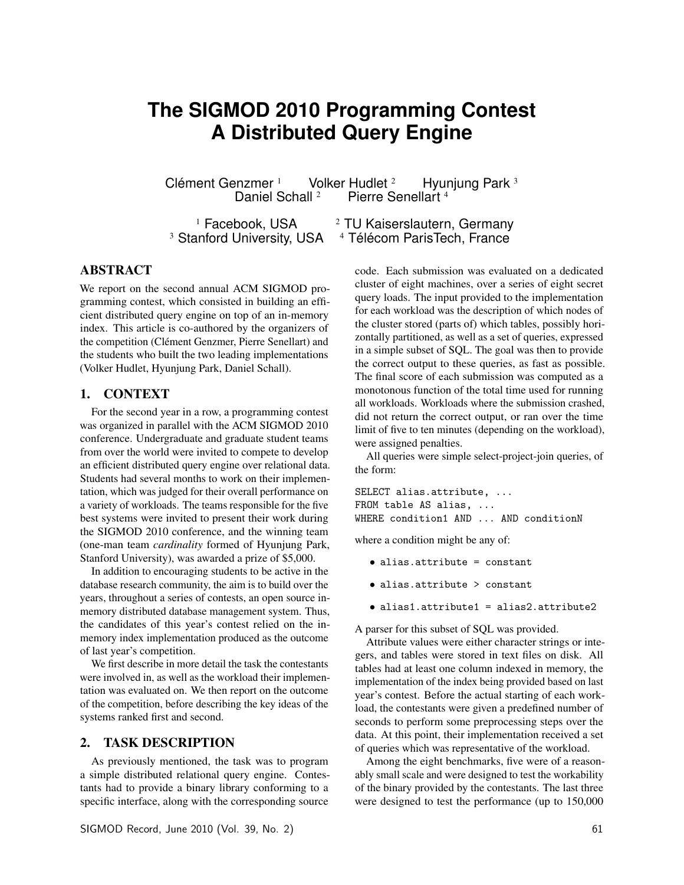# The SIGMOD 2010 Programming Contest A Distributed Query Engine

Clément Genzmer [1] Volker Hudlet [2] Hyunjung Park [3] Daniel Schall [2] Pierre Senellart [4]

[1] Facebook, USA [2] TU Kaiserslautern, Germany
[3] Stanford University, USA [4] Télécom ParisTech, France

## ABSTRACT

We report on the second annual ACM SIGMOD programming contest, which consisted in building an efficient distributed query engine on top of an in-memory index. This article is co-authored by the organizers of the competition (Clément Genzmer, Pierre Senellart) and the students who built the two leading implementations (Volker Hudlet, Hyunjung Park, Daniel Schall).

## 1. CONTEXT

For the second year in a row, a programming contest was organized in parallel with the ACM SIGMOD 2010 conference. Undergraduate and graduate student teams from over the world were invited to compete to develop an efficient distributed query engine over relational data. Students had several months to work on their implementation, which was judged for their overall performance on a variety of workloads. The teams responsible for the five best systems were invited to present their work during the SIGMOD 2010 conference, and the winning team (one-man team *cardinality* formed of Hyunjung Park, Stanford University), was awarded a prize of $5,000.

In addition to encouraging students to be active in the database research community, the aim is to build over the years, throughout a series of contests, an open source in-memory distributed database management system. Thus, the candidates of this year's contest relied on the in-memory index implementation produced as the outcome of last year's competition.

We first describe in more detail the task the contestants were involved in, as well as the workload their implementation was evaluated on. We then report on the outcome of the competition, before describing the key ideas of the systems ranked first and second.

## 2. TASK DESCRIPTION

As previously mentioned, the task was to program a simple distributed relational query engine. Contestants had to provide a binary library conforming to a specific interface, along with the corresponding source code. Each submission was evaluated on a dedicated cluster of eight machines, over a series of eight secret query loads. The input provided to the implementation for each workload was the description of which nodes of the cluster stored (parts of) which tables, possibly horizontally partitioned, as well as a set of queries, expressed in a simple subset of SQL. The goal was then to provide the correct output to these queries, as fast as possible. The final score of each submission was computed as a monotonous function of the total time used for running all workloads. Workloads where the submission crashed, did not return the correct output, or ran over the time limit of five to ten minutes (depending on the workload), were assigned penalties.

All queries were simple select-project-join queries, of the form:

```
SELECT alias.attribute, ...
FROM table AS alias, ...
WHERE condition1 AND ... AND conditionN
```

where a condition might be any of:

- `alias.attribute = constant`
- `alias.attribute > constant`
- `alias1.attribute1 = alias2.attribute2`

A parser for this subset of SQL was provided.

Attribute values were either character strings or integers, and tables were stored in text files on disk. All tables had at least one column indexed in memory, the implementation of the index being provided based on last year's contest. Before the actual starting of each workload, the contestants were given a predefined number of seconds to perform some preprocessing steps over the data. At this point, their implementation received a set of queries which was representative of the workload.

Among the eight benchmarks, five were of a reasonably small scale and were designed to test the workability of the binary provided by the contestants. The last three were designed to test the performance (up to 150,000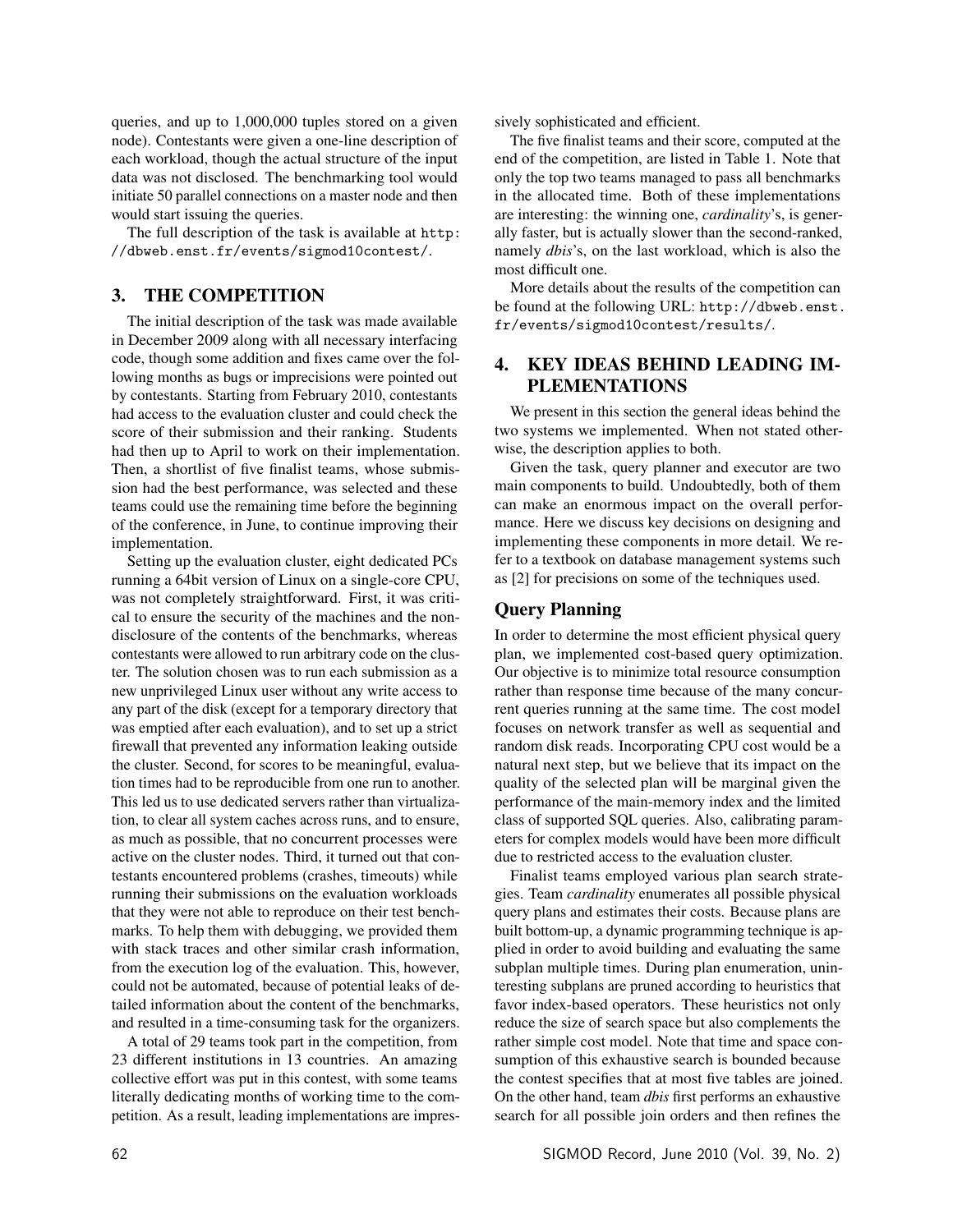queries, and up to 1,000,000 tuples stored on a given node). Contestants were given a one-line description of each workload, though the actual structure of the input data was not disclosed. The benchmarking tool would initiate 50 parallel connections on a master node and then would start issuing the queries.

The full description of the task is available at http://dbweb.enst.fr/events/sigmod10contest/.

## 3. THE COMPETITION

The initial description of the task was made available in December 2009 along with all necessary interfacing code, though some addition and fixes came over the following months as bugs or imprecisions were pointed out by contestants. Starting from February 2010, contestants had access to the evaluation cluster and could check the score of their submission and their ranking. Students had then up to April to work on their implementation. Then, a shortlist of five finalist teams, whose submission had the best performance, was selected and these teams could use the remaining time before the beginning of the conference, in June, to continue improving their implementation.

Setting up the evaluation cluster, eight dedicated PCs running a 64bit version of Linux on a single-core CPU, was not completely straightforward. First, it was critical to ensure the security of the machines and the non-disclosure of the contents of the benchmarks, whereas contestants were allowed to run arbitrary code on the cluster. The solution chosen was to run each submission as a new unprivileged Linux user without any write access to any part of the disk (except for a temporary directory that was emptied after each evaluation), and to set up a strict firewall that prevented any information leaking outside the cluster. Second, for scores to be meaningful, evaluation times had to be reproducible from one run to another. This led us to use dedicated servers rather than virtualization, to clear all system caches across runs, and to ensure, as much as possible, that no concurrent processes were active on the cluster nodes. Third, it turned out that contestants encountered problems (crashes, timeouts) while running their submissions on the evaluation workloads that they were not able to reproduce on their test benchmarks. To help them with debugging, we provided them with stack traces and other similar crash information, from the execution log of the evaluation. This, however, could not be automated, because of potential leaks of detailed information about the content of the benchmarks, and resulted in a time-consuming task for the organizers.

A total of 29 teams took part in the competition, from 23 different institutions in 13 countries. An amazing collective effort was put in this contest, with some teams literally dedicating months of working time to the competition. As a result, leading implementations are impressively sophisticated and efficient.

The five finalist teams and their score, computed at the end of the competition, are listed in Table 1. Note that only the top two teams managed to pass all benchmarks in the allocated time. Both of these implementations are interesting: the winning one, *cardinality*'s, is generally faster, but is actually slower than the second-ranked, namely *dbis*'s, on the last workload, which is also the most difficult one.

More details about the results of the competition can be found at the following URL: http://dbweb.enst.fr/events/sigmod10contest/results/.

## 4. KEY IDEAS BEHIND LEADING IMPLEMENTATIONS

We present in this section the general ideas behind the two systems we implemented. When not stated otherwise, the description applies to both.

Given the task, query planner and executor are two main components to build. Undoubtedly, both of them can make an enormous impact on the overall performance. Here we discuss key decisions on designing and implementing these components in more detail. We refer to a textbook on database management systems such as [2] for precisions on some of the techniques used.

### Query Planning

In order to determine the most efficient physical query plan, we implemented cost-based query optimization. Our objective is to minimize total resource consumption rather than response time because of the many concurrent queries running at the same time. The cost model focuses on network transfer as well as sequential and random disk reads. Incorporating CPU cost would be a natural next step, but we believe that its impact on the quality of the selected plan will be marginal given the performance of the main-memory index and the limited class of supported SQL queries. Also, calibrating parameters for complex models would have been more difficult due to restricted access to the evaluation cluster.

Finalist teams employed various plan search strategies. Team *cardinality* enumerates all possible physical query plans and estimates their costs. Because plans are built bottom-up, a dynamic programming technique is applied in order to avoid building and evaluating the same subplan multiple times. During plan enumeration, uninteresting subplans are pruned according to heuristics that favor index-based operators. These heuristics not only reduce the size of search space but also complements the rather simple cost model. Note that time and space consumption of this exhaustive search is bounded because the contest specifies that at most five tables are joined. On the other hand, team *dbis* first performs an exhaustive search for all possible join orders and then refines the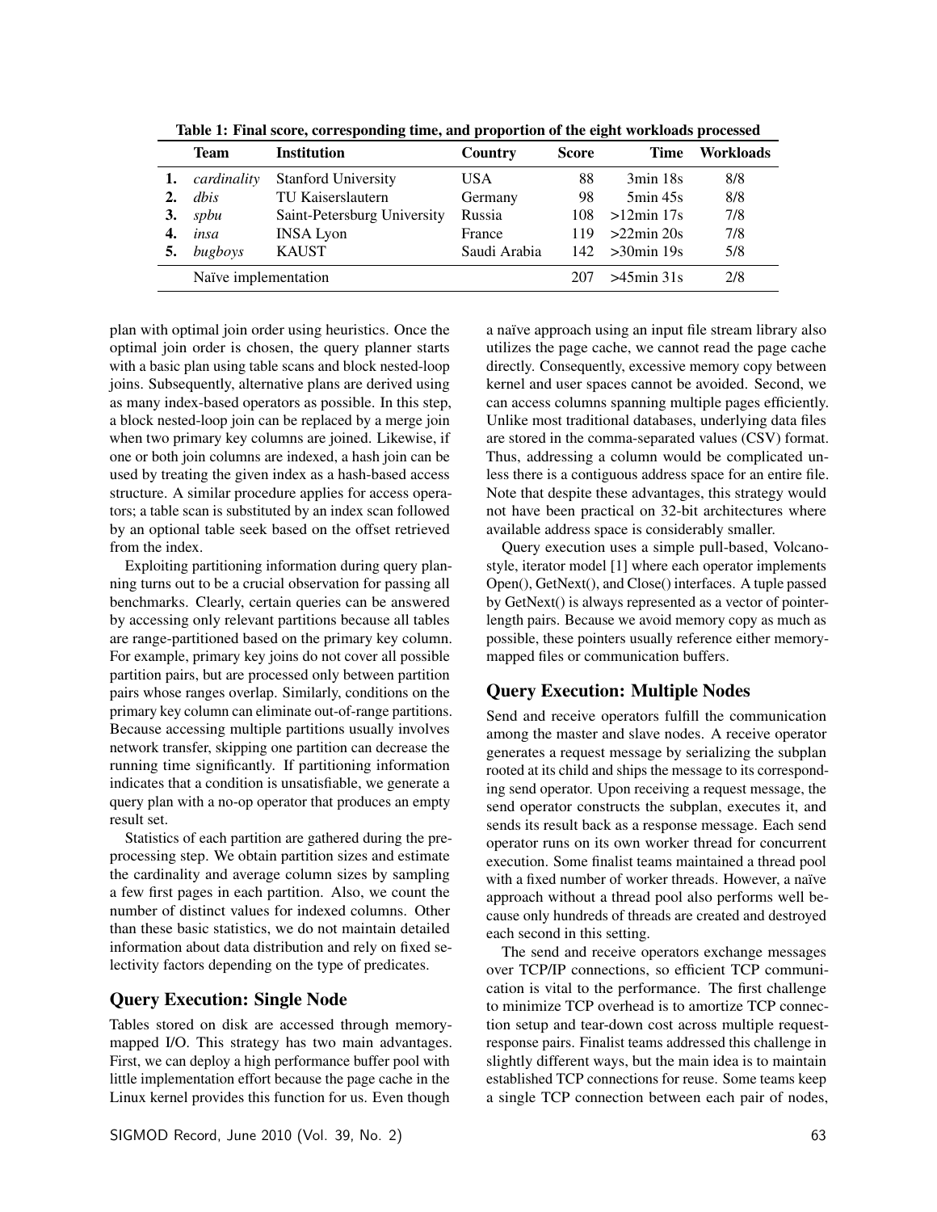Table 1: Final score, corresponding time, and proportion of the eight workloads processed

| | Team | Institution | Country | Score | Time | Workloads |
|---|---|---|---|---|---|---|
| **1.** | *cardinality* | Stanford University | USA | 88 | 3min 18s | 8/8 |
| **2.** | *dbis* | TU Kaiserslautern | Germany | 98 | 5min 45s | 8/8 |
| **3.** | *spbu* | Saint-Petersburg University | Russia | 108 | >12min 17s | 7/8 |
| **4.** | *insa* | INSA Lyon | France | 119 | >22min 20s | 7/8 |
| **5.** | *bugboys* | KAUST | Saudi Arabia | 142 | >30min 19s | 5/8 |
| | Naïve implementation | | | 207 | >45min 31s | 2/8 |

plan with optimal join order using heuristics. Once the optimal join order is chosen, the query planner starts with a basic plan using table scans and block nested-loop joins. Subsequently, alternative plans are derived using as many index-based operators as possible. In this step, a block nested-loop join can be replaced by a merge join when two primary key columns are joined. Likewise, if one or both join columns are indexed, a hash join can be used by treating the given index as a hash-based access structure. A similar procedure applies for access operators; a table scan is substituted by an index scan followed by an optional table seek based on the offset retrieved from the index.

Exploiting partitioning information during query planning turns out to be a crucial observation for passing all benchmarks. Clearly, certain queries can be answered by accessing only relevant partitions because all tables are range-partitioned based on the primary key column. For example, primary key joins do not cover all possible partition pairs, but are processed only between partition pairs whose ranges overlap. Similarly, conditions on the primary key column can eliminate out-of-range partitions. Because accessing multiple partitions usually involves network transfer, skipping one partition can decrease the running time significantly. If partitioning information indicates that a condition is unsatisfiable, we generate a query plan with a no-op operator that produces an empty result set.

Statistics of each partition are gathered during the preprocessing step. We obtain partition sizes and estimate the cardinality and average column sizes by sampling a few first pages in each partition. Also, we count the number of distinct values for indexed columns. Other than these basic statistics, we do not maintain detailed information about data distribution and rely on fixed selectivity factors depending on the type of predicates.

## Query Execution: Single Node

Tables stored on disk are accessed through memory-mapped I/O. This strategy has two main advantages. First, we can deploy a high performance buffer pool with little implementation effort because the page cache in the Linux kernel provides this function for us. Even though a naïve approach using an input file stream library also utilizes the page cache, we cannot read the page cache directly. Consequently, excessive memory copy between kernel and user spaces cannot be avoided. Second, we can access columns spanning multiple pages efficiently. Unlike most traditional databases, underlying data files are stored in the comma-separated values (CSV) format. Thus, addressing a column would be complicated unless there is a contiguous address space for an entire file. Note that despite these advantages, this strategy would not have been practical on 32-bit architectures where available address space is considerably smaller.

Query execution uses a simple pull-based, Volcano-style, iterator model [1] where each operator implements Open(), GetNext(), and Close() interfaces. A tuple passed by GetNext() is always represented as a vector of pointer-length pairs. Because we avoid memory copy as much as possible, these pointers usually reference either memory-mapped files or communication buffers.

## Query Execution: Multiple Nodes

Send and receive operators fulfill the communication among the master and slave nodes. A receive operator generates a request message by serializing the subplan rooted at its child and ships the message to its corresponding send operator. Upon receiving a request message, the send operator constructs the subplan, executes it, and sends its result back as a response message. Each send operator runs on its own worker thread for concurrent execution. Some finalist teams maintained a thread pool with a fixed number of worker threads. However, a naïve approach without a thread pool also performs well because only hundreds of threads are created and destroyed each second in this setting.

The send and receive operators exchange messages over TCP/IP connections, so efficient TCP communication is vital to the performance. The first challenge to minimize TCP overhead is to amortize TCP connection setup and tear-down cost across multiple request-response pairs. Finalist teams addressed this challenge in slightly different ways, but the main idea is to maintain established TCP connections for reuse. Some teams keep a single TCP connection between each pair of nodes,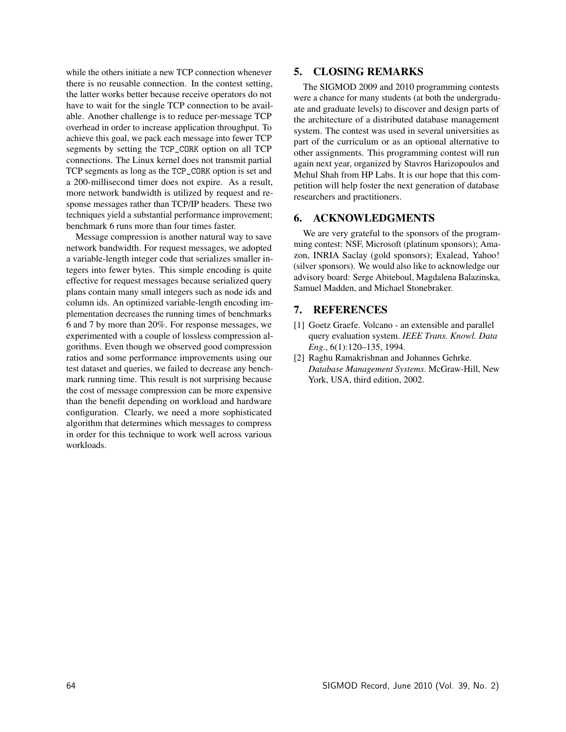while the others initiate a new TCP connection whenever there is no reusable connection. In the contest setting, the latter works better because receive operators do not have to wait for the single TCP connection to be available. Another challenge is to reduce per-message TCP overhead in order to increase application throughput. To achieve this goal, we pack each message into fewer TCP segments by setting the `TCP_CORK` option on all TCP connections. The Linux kernel does not transmit partial TCP segments as long as the `TCP_CORK` option is set and a 200-millisecond timer does not expire. As a result, more network bandwidth is utilized by request and response messages rather than TCP/IP headers. These two techniques yield a substantial performance improvement; benchmark 6 runs more than four times faster.

Message compression is another natural way to save network bandwidth. For request messages, we adopted a variable-length integer code that serializes smaller integers into fewer bytes. This simple encoding is quite effective for request messages because serialized query plans contain many small integers such as node ids and column ids. An optimized variable-length encoding implementation decreases the running times of benchmarks 6 and 7 by more than 20%. For response messages, we experimented with a couple of lossless compression algorithms. Even though we observed good compression ratios and some performance improvements using our test dataset and queries, we failed to decrease any benchmark running time. This result is not surprising because the cost of message compression can be more expensive than the benefit depending on workload and hardware configuration. Clearly, we need a more sophisticated algorithm that determines which messages to compress in order for this technique to work well across various workloads.

## 5. CLOSING REMARKS

The SIGMOD 2009 and 2010 programming contests were a chance for many students (at both the undergraduate and graduate levels) to discover and design parts of the architecture of a distributed database management system. The contest was used in several universities as part of the curriculum or as an optional alternative to other assignments. This programming contest will run again next year, organized by Stavros Harizopoulos and Mehul Shah from HP Labs. It is our hope that this competition will help foster the next generation of database researchers and practitioners.

## 6. ACKNOWLEDGMENTS

We are very grateful to the sponsors of the programming contest: NSF, Microsoft (platinum sponsors); Amazon, INRIA Saclay (gold sponsors); Exalead, Yahoo! (silver sponsors). We would also like to acknowledge our advisory board: Serge Abiteboul, Magdalena Balazinska, Samuel Madden, and Michael Stonebraker.

## 7. REFERENCES

[1] Goetz Graefe. Volcano - an extensible and parallel query evaluation system. *IEEE Trans. Knowl. Data Eng.*, 6(1):120–135, 1994.

[2] Raghu Ramakrishnan and Johannes Gehrke. *Database Management Systems*. McGraw-Hill, New York, USA, third edition, 2002.